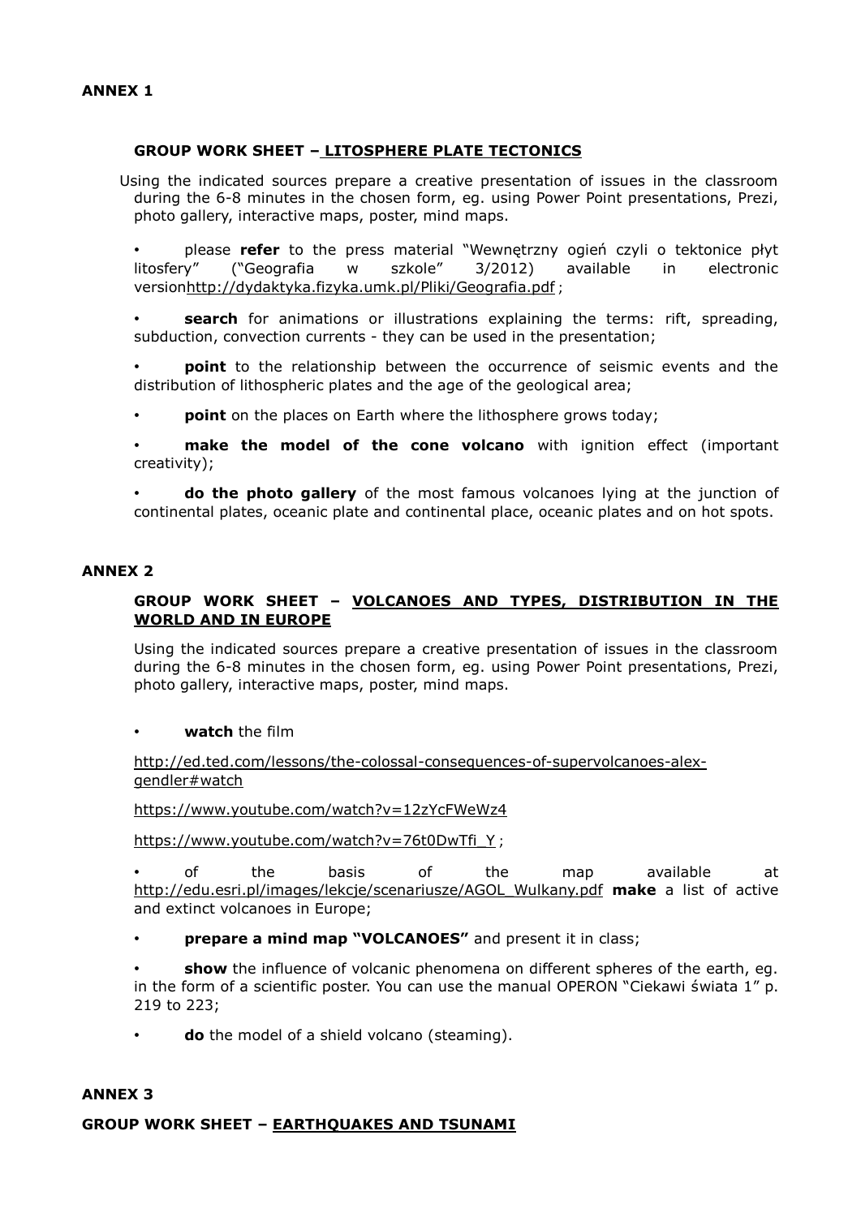## ANNEX 1

### GROUP WORK SHEET – LITOSPHERE PLATE TECTONICS

Using the indicated sources prepare a creative presentation of issues in the classroom during the 6-8 minutes in the chosen form, eg. using Power Point presentations, Prezi, photo gallery, interactive maps, poster, mind maps.

- please **refer** to the press material "Wewnętrzny ogień czyli o tektonice płyt litosfery" ("Geografia w szkole" 3/2012) available in electronic versionhttp://dydaktyka.fizyka.umk.pl/Pliki/Geografia.pdf ;
- **search** for animations or illustrations explaining the terms: rift, spreading, subduction, convection currents - they can be used in the presentation;
- **point** to the relationship between the occurrence of seismic events and the distribution of lithospheric plates and the age of the geological area;
- **point** on the places on Earth where the lithosphere grows today;
- **make the model of the cone volcano** with ignition effect (important creativity);
- **do the photo gallery** of the most famous volcanoes lying at the junction of continental plates, oceanic plate and continental place, oceanic plates and on hot spots.

## ANNEX 2

### GROUP WORK SHEET – VOLCANOES AND TYPES, DISTRIBUTION IN THE WORLD AND IN EUROPE

Using the indicated sources prepare a creative presentation of issues in the classroom during the 6-8 minutes in the chosen form, eg. using Power Point presentations, Prezi, photo gallery, interactive maps, poster, mind maps.

- **watch** the film

http://ed.ted.com/lessons/the-colossal-consequences-of-supervolcanoes-alex-gendler#watch

https://www.youtube.com/watch?v=12zYcFWeWz4

https://www.youtube.com/watch?v=76t0DwTfi_Y ;

- of the basis of the map available at http://edu.esri.pl/images/lekcje/scenariusze/AGOL_Wulkany.pdf **make** a list of active and extinct volcanoes in Europe;
- **prepare a mind map "VOLCANOES"** and present it in class;
- **show** the influence of volcanic phenomena on different spheres of the earth, eg. in the form of a scientific poster. You can use the manual OPERON "Ciekawi świata 1" p. 219 to 223;
- **do** the model of a shield volcano (steaming).

## ANNEX 3

### GROUP WORK SHEET – EARTHQUAKES AND TSUNAMI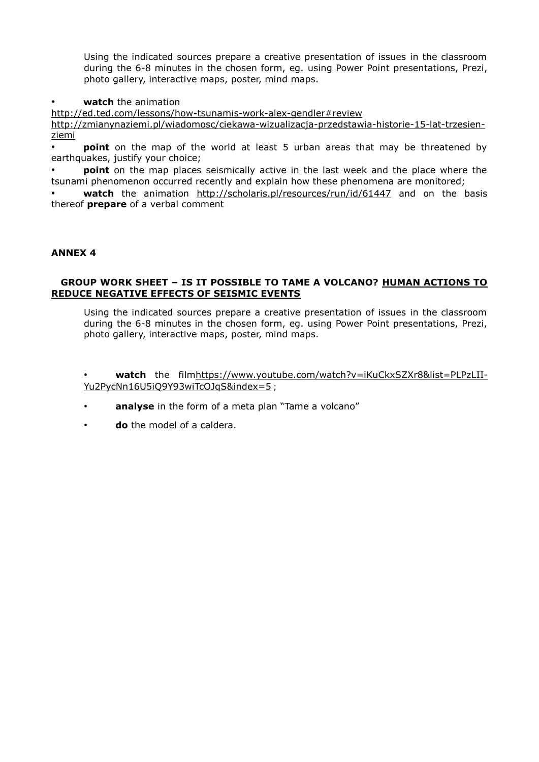Using the indicated sources prepare a creative presentation of issues in the classroom during the 6-8 minutes in the chosen form, eg. using Power Point presentations, Prezi, photo gallery, interactive maps, poster, mind maps.

- **watch** the animation
http://ed.ted.com/lessons/how-tsunamis-work-alex-gendler#review
http://zmianynaziemi.pl/wiadomosc/ciekawa-wizualizacja-przedstawia-historie-15-lat-trzesien-ziemi
- **point** on the map of the world at least 5 urban areas that may be threatened by earthquakes, justify your choice;
- **point** on the map places seismically active in the last week and the place where the tsunami phenomenon occurred recently and explain how these phenomena are monitored;
- **watch** the animation http://scholaris.pl/resources/run/id/61447 and on the basis thereof **prepare** of a verbal comment

**ANNEX 4**

**GROUP WORK SHEET – IS IT POSSIBLE TO TAME A VOLCANO? HUMAN ACTIONS TO REDUCE NEGATIVE EFFECTS OF SEISMIC EVENTS**

Using the indicated sources prepare a creative presentation of issues in the classroom during the 6-8 minutes in the chosen form, eg. using Power Point presentations, Prezi, photo gallery, interactive maps, poster, mind maps.

- **watch** the filmhttps://www.youtube.com/watch?v=iKuCkxSZXr8&list=PLPzLII-Yu2PycNn16U5iQ9Y93wiTcOJqS&index=5 ;
- **analyse** in the form of a meta plan "Tame a volcano"
- **do** the model of a caldera.